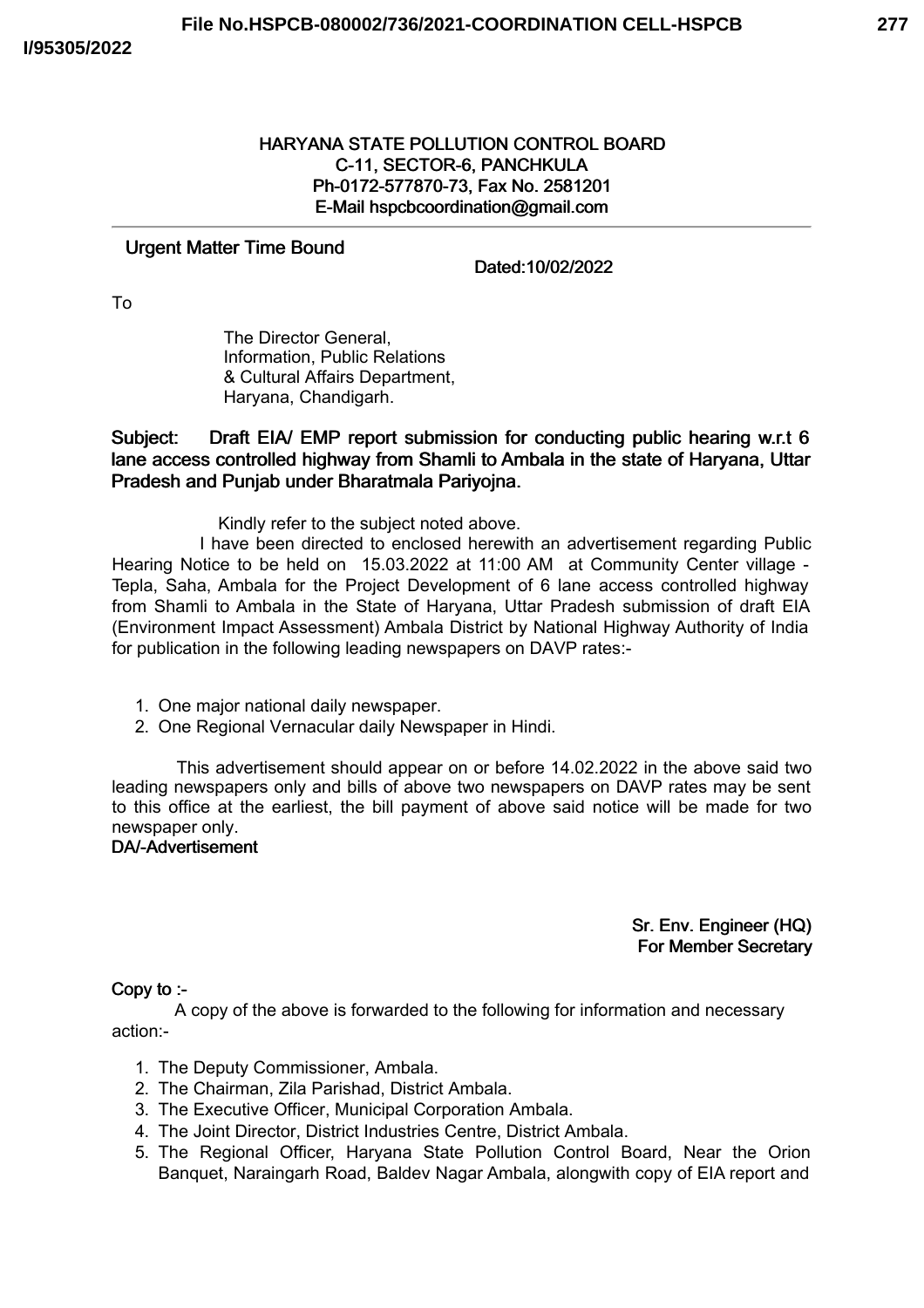**HARYANA STATE POLLUTION CONTROL BOARD**
**C-11, SECTOR-6, PANCHKULA**
**Ph-0172-577870-73, Fax No. 2581201**
**E-Mail hspcbcoordination@gmail.com**

---

**Urgent Matter Time Bound**

**Dated:10/02/2022**

To

The Director General,
Information, Public Relations
& Cultural Affairs Department,
Haryana, Chandigarh.

**Subject: Draft EIA/ EMP report submission for conducting public hearing w.r.t 6 lane access controlled highway from Shamli to Ambala in the state of Haryana, Uttar Pradesh and Punjab under Bharatmala Pariyojna.**

Kindly refer to the subject noted above.

I have been directed to enclosed herewith an advertisement regarding Public Hearing Notice to be held on 15.03.2022 at 11:00 AM at Community Center village - Tepla, Saha, Ambala for the Project Development of 6 lane access controlled highway from Shamli to Ambala in the State of Haryana, Uttar Pradesh submission of draft EIA (Environment Impact Assessment) Ambala District by National Highway Authority of India for publication in the following leading newspapers on DAVP rates:-

1. One major national daily newspaper.
2. One Regional Vernacular daily Newspaper in Hindi.

This advertisement should appear on or before 14.02.2022 in the above said two leading newspapers only and bills of above two newspapers on DAVP rates may be sent to this office at the earliest, the bill payment of above said notice will be made for two newspaper only.

**DA/-Advertisement**

**Sr. Env. Engineer (HQ)**
**For Member Secretary**

**Copy to :-**

A copy of the above is forwarded to the following for information and necessary action:-

1. The Deputy Commissioner, Ambala.
2. The Chairman, Zila Parishad, District Ambala.
3. The Executive Officer, Municipal Corporation Ambala.
4. The Joint Director, District Industries Centre, District Ambala.
5. The Regional Officer, Haryana State Pollution Control Board, Near the Orion Banquet, Naraingarh Road, Baldev Nagar Ambala, alongwith copy of EIA report and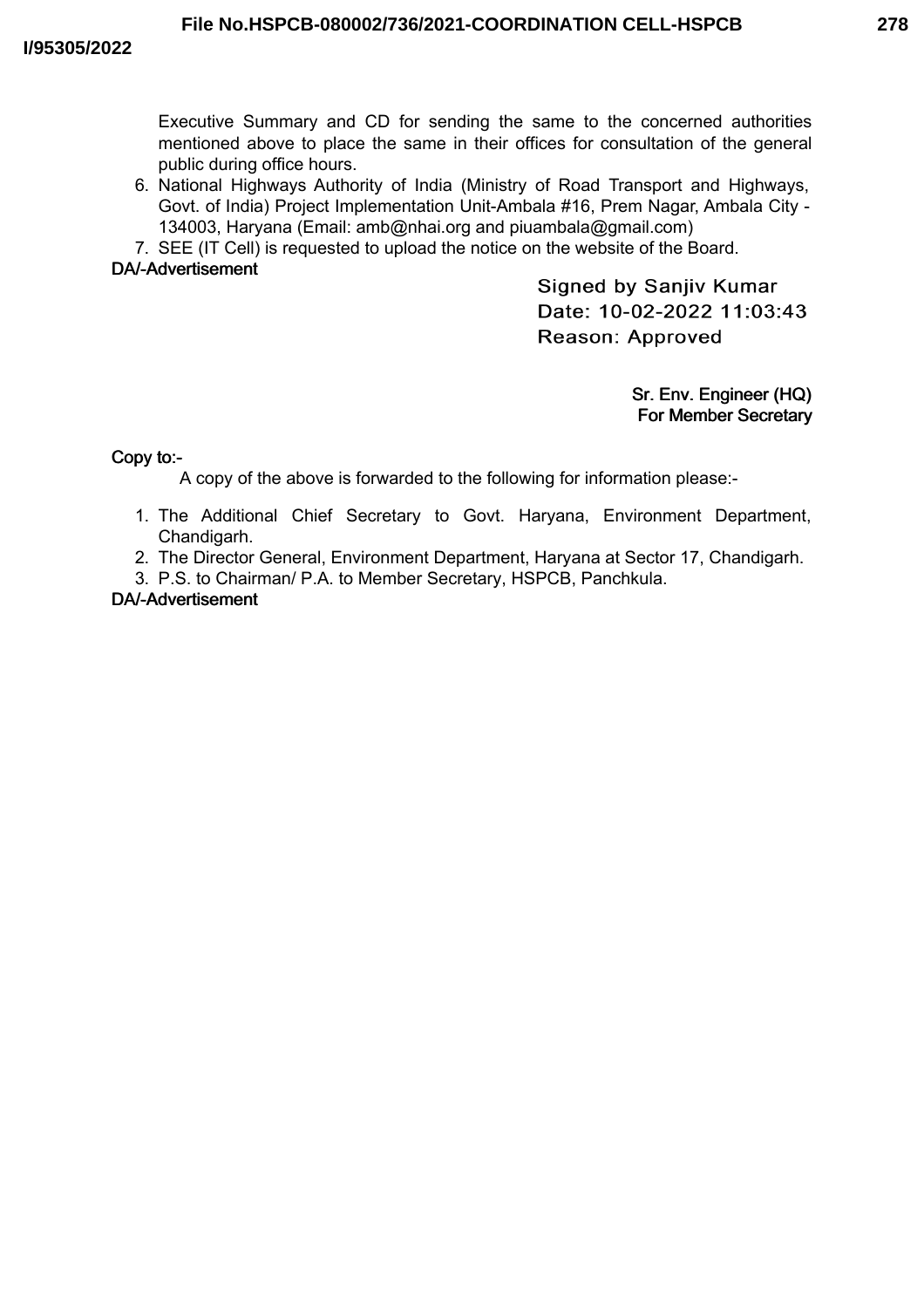Executive Summary and CD for sending the same to the concerned authorities mentioned above to place the same in their offices for consultation of the general public during office hours.

6. National Highways Authority of India (Ministry of Road Transport and Highways, Govt. of India) Project Implementation Unit-Ambala #16, Prem Nagar, Ambala City - 134003, Haryana (Email: amb@nhai.org and piuambala@gmail.com)
7. SEE (IT Cell) is requested to upload the notice on the website of the Board.

DA/-Advertisement

Signed by Sanjiv Kumar
Date: 10-02-2022 11:03:43
Reason: Approved

Sr. Env. Engineer (HQ)
For Member Secretary

Copy to:-

A copy of the above is forwarded to the following for information please:-

1. The Additional Chief Secretary to Govt. Haryana, Environment Department, Chandigarh.
2. The Director General, Environment Department, Haryana at Sector 17, Chandigarh.
3. P.S. to Chairman/ P.A. to Member Secretary, HSPCB, Panchkula.

DA/-Advertisement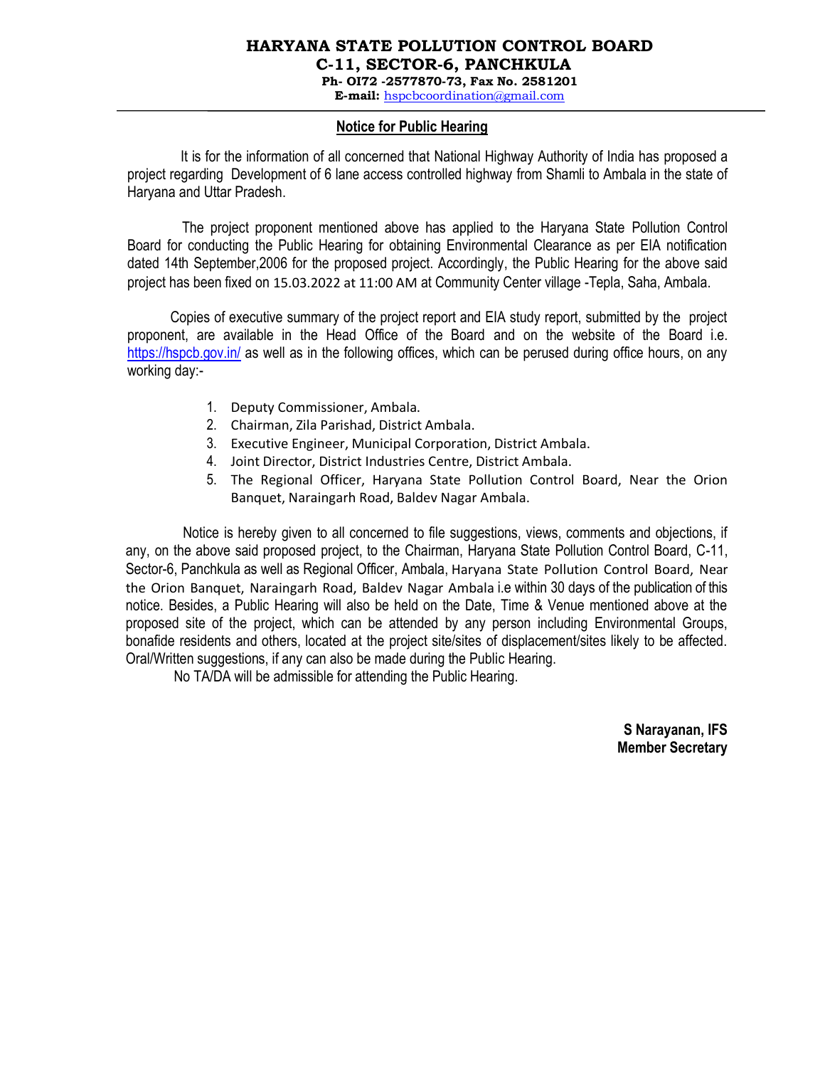# HARYANA STATE POLLUTION CONTROL BOARD
## C-11, SECTOR-6, PANCHKULA

**Ph- OI72 -2577870-73, Fax No. 2581201**
**E-mail:** hspcbcoordination@gmail.com

---

## Notice for Public Hearing

It is for the information of all concerned that National Highway Authority of India has proposed a project regarding Development of 6 lane access controlled highway from Shamli to Ambala in the state of Haryana and Uttar Pradesh.

The project proponent mentioned above has applied to the Haryana State Pollution Control Board for conducting the Public Hearing for obtaining Environmental Clearance as per EIA notification dated 14th September,2006 for the proposed project. Accordingly, the Public Hearing for the above said project has been fixed on 15.03.2022 at 11:00 AM at Community Center village -Tepla, Saha, Ambala.

Copies of executive summary of the project report and EIA study report, submitted by the project proponent, are available in the Head Office of the Board and on the website of the Board i.e. https://hspcb.gov.in/ as well as in the following offices, which can be perused during office hours, on any working day:-

1. Deputy Commissioner, Ambala.
2. Chairman, Zila Parishad, District Ambala.
3. Executive Engineer, Municipal Corporation, District Ambala.
4. Joint Director, District Industries Centre, District Ambala.
5. The Regional Officer, Haryana State Pollution Control Board, Near the Orion Banquet, Naraingarh Road, Baldev Nagar Ambala.

Notice is hereby given to all concerned to file suggestions, views, comments and objections, if any, on the above said proposed project, to the Chairman, Haryana State Pollution Control Board, C-11, Sector-6, Panchkula as well as Regional Officer, Ambala, Haryana State Pollution Control Board, Near the Orion Banquet, Naraingarh Road, Baldev Nagar Ambala i.e within 30 days of the publication of this notice. Besides, a Public Hearing will also be held on the Date, Time & Venue mentioned above at the proposed site of the project, which can be attended by any person including Environmental Groups, bonafide residents and others, located at the project site/sites of displacement/sites likely to be affected. Oral/Written suggestions, if any can also be made during the Public Hearing.

No TA/DA will be admissible for attending the Public Hearing.

**S Narayanan, IFS**
**Member Secretary**